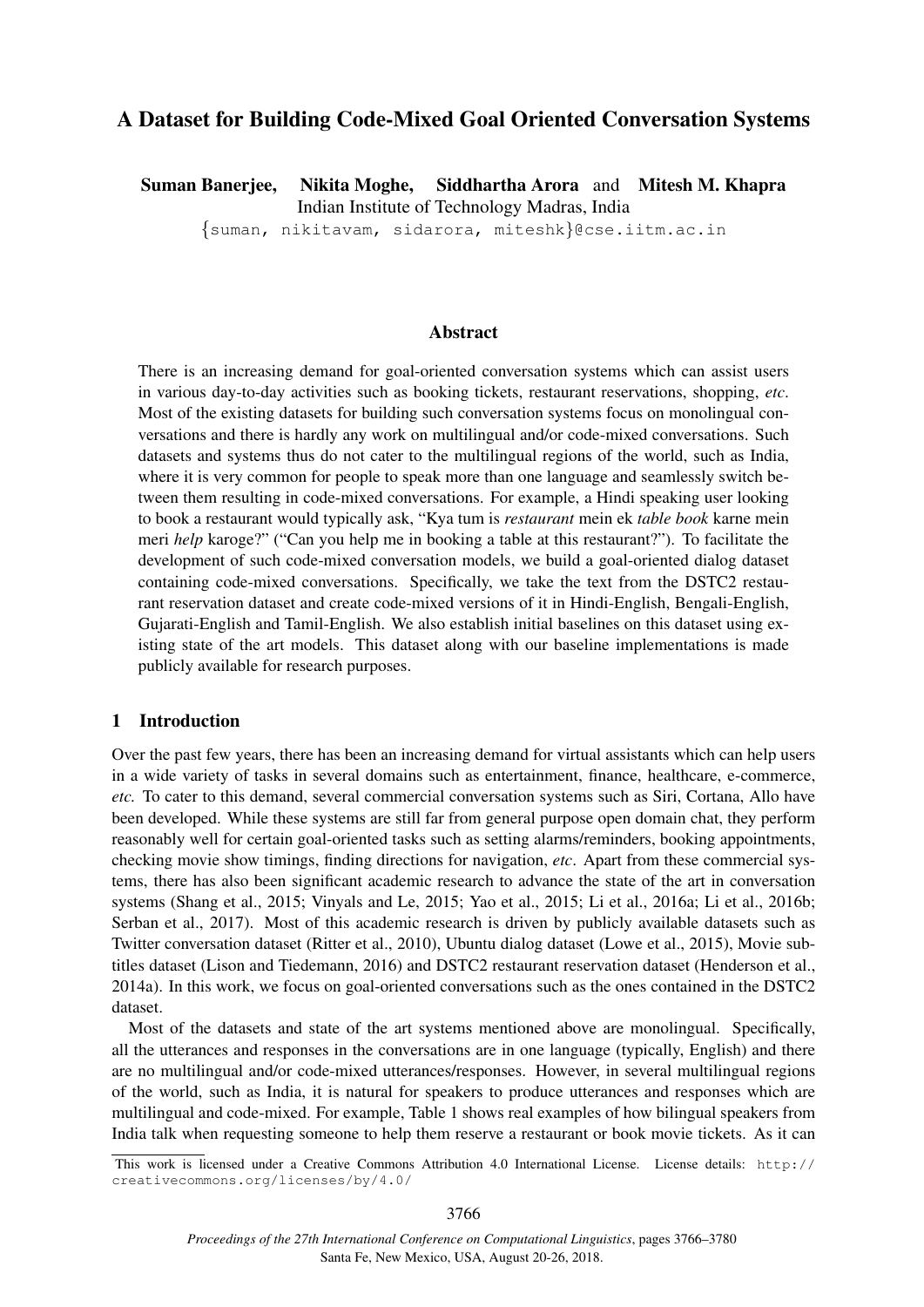# A Dataset for Building Code-Mixed Goal Oriented Conversation Systems

**Suman Banerjee, Nikita Moghe, Siddhartha Arora** and **Mitesh M. Khapra**
Indian Institute of Technology Madras, India
{suman, nikitavam, sidarora, miteshk}@cse.iitm.ac.in

## Abstract

There is an increasing demand for goal-oriented conversation systems which can assist users in various day-to-day activities such as booking tickets, restaurant reservations, shopping, *etc*. Most of the existing datasets for building such conversation systems focus on monolingual conversations and there is hardly any work on multilingual and/or code-mixed conversations. Such datasets and systems thus do not cater to the multilingual regions of the world, such as India, where it is very common for people to speak more than one language and seamlessly switch between them resulting in code-mixed conversations. For example, a Hindi speaking user looking to book a restaurant would typically ask, "Kya tum is *restaurant* mein ek *table book* karne mein meri *help* karoge?" ("Can you help me in booking a table at this restaurant?"). To facilitate the development of such code-mixed conversation models, we build a goal-oriented dialog dataset containing code-mixed conversations. Specifically, we take the text from the DSTC2 restaurant reservation dataset and create code-mixed versions of it in Hindi-English, Bengali-English, Gujarati-English and Tamil-English. We also establish initial baselines on this dataset using existing state of the art models. This dataset along with our baseline implementations is made publicly available for research purposes.

## 1 Introduction

Over the past few years, there has been an increasing demand for virtual assistants which can help users in a wide variety of tasks in several domains such as entertainment, finance, healthcare, e-commerce, *etc.* To cater to this demand, several commercial conversation systems such as Siri, Cortana, Allo have been developed. While these systems are still far from general purpose open domain chat, they perform reasonably well for certain goal-oriented tasks such as setting alarms/reminders, booking appointments, checking movie show timings, finding directions for navigation, *etc*. Apart from these commercial systems, there has also been significant academic research to advance the state of the art in conversation systems (Shang et al., 2015; Vinyals and Le, 2015; Yao et al., 2015; Li et al., 2016a; Li et al., 2016b; Serban et al., 2017). Most of this academic research is driven by publicly available datasets such as Twitter conversation dataset (Ritter et al., 2010), Ubuntu dialog dataset (Lowe et al., 2015), Movie subtitles dataset (Lison and Tiedemann, 2016) and DSTC2 restaurant reservation dataset (Henderson et al., 2014a). In this work, we focus on goal-oriented conversations such as the ones contained in the DSTC2 dataset.

Most of the datasets and state of the art systems mentioned above are monolingual. Specifically, all the utterances and responses in the conversations are in one language (typically, English) and there are no multilingual and/or code-mixed utterances/responses. However, in several multilingual regions of the world, such as India, it is natural for speakers to produce utterances and responses which are multilingual and code-mixed. For example, Table 1 shows real examples of how bilingual speakers from India talk when requesting someone to help them reserve a restaurant or book movie tickets. As it can

This work is licensed under a Creative Commons Attribution 4.0 International License. License details: http://creativecommons.org/licenses/by/4.0/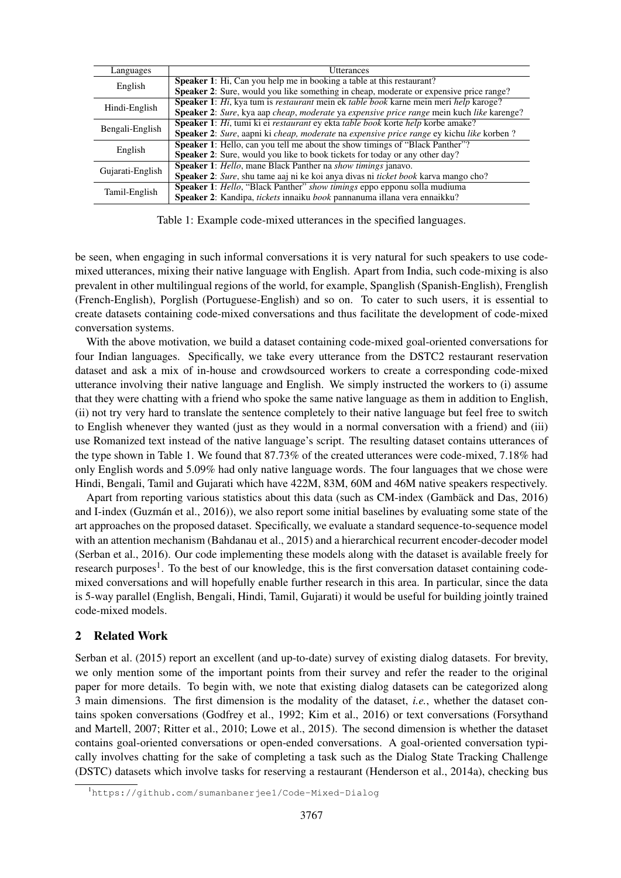| Languages | Utterances |
|---|---|
| English | **Speaker 1**: Hi, Can you help me in booking a table at this restaurant?<br>**Speaker 2**: Sure, would you like something in cheap, moderate or expensive price range? |
| Hindi-English | **Speaker 1**: *Hi*, kya tum is *restaurant* mein ek *table book* karne mein meri *help* karoge?<br>**Speaker 2**: *Sure*, kya aap *cheap*, *moderate* ya *expensive price range* mein kuch *like* karenge? |
| Bengali-English | **Speaker 1**: *Hi*, tumi ki ei *restaurant* ey ekta *table book* korte *help* korbe amake?<br>**Speaker 2**: *Sure*, aapni ki *cheap, moderate* na *expensive price range* ey kichu *like* korben ? |
| English | **Speaker 1**: Hello, can you tell me about the show timings of "Black Panther"?<br>**Speaker 2**: Sure, would you like to book tickets for today or any other day? |
| Gujarati-English | **Speaker 1**: *Hello*, mane Black Panther na *show timings* janavo.<br>**Speaker 2**: *Sure*, shu tame aaj ni ke koi anya divas ni *ticket book* karva mango cho? |
| Tamil-English | **Speaker 1**: *Hello*, "Black Panther" *show timings* eppo epponu solla mudiuma<br>**Speaker 2**: Kandipa, *tickets* innaiku *book* pannanuma illana vera ennaikku? |

Table 1: Example code-mixed utterances in the specified languages.

be seen, when engaging in such informal conversations it is very natural for such speakers to use code-mixed utterances, mixing their native language with English. Apart from India, such code-mixing is also prevalent in other multilingual regions of the world, for example, Spanglish (Spanish-English), Frenglish (French-English), Porglish (Portuguese-English) and so on. To cater to such users, it is essential to create datasets containing code-mixed conversations and thus facilitate the development of code-mixed conversation systems.

With the above motivation, we build a dataset containing code-mixed goal-oriented conversations for four Indian languages. Specifically, we take every utterance from the DSTC2 restaurant reservation dataset and ask a mix of in-house and crowdsourced workers to create a corresponding code-mixed utterance involving their native language and English. We simply instructed the workers to (i) assume that they were chatting with a friend who spoke the same native language as them in addition to English, (ii) not try very hard to translate the sentence completely to their native language but feel free to switch to English whenever they wanted (just as they would in a normal conversation with a friend) and (iii) use Romanized text instead of the native language's script. The resulting dataset contains utterances of the type shown in Table 1. We found that 87.73% of the created utterances were code-mixed, 7.18% had only English words and 5.09% had only native language words. The four languages that we chose were Hindi, Bengali, Tamil and Gujarati which have 422M, 83M, 60M and 46M native speakers respectively.

Apart from reporting various statistics about this data (such as CM-index (Gambäck and Das, 2016) and I-index (Guzmán et al., 2016)), we also report some initial baselines by evaluating some state of the art approaches on the proposed dataset. Specifically, we evaluate a standard sequence-to-sequence model with an attention mechanism (Bahdanau et al., 2015) and a hierarchical recurrent encoder-decoder model (Serban et al., 2016). Our code implementing these models along with the dataset is available freely for research purposes[1]. To the best of our knowledge, this is the first conversation dataset containing code-mixed conversations and will hopefully enable further research in this area. In particular, since the data is 5-way parallel (English, Bengali, Hindi, Tamil, Gujarati) it would be useful for building jointly trained code-mixed models.

## 2 Related Work

Serban et al. (2015) report an excellent (and up-to-date) survey of existing dialog datasets. For brevity, we only mention some of the important points from their survey and refer the reader to the original paper for more details. To begin with, we note that existing dialog datasets can be categorized along 3 main dimensions. The first dimension is the modality of the dataset, *i.e.*, whether the dataset contains spoken conversations (Godfrey et al., 1992; Kim et al., 2016) or text conversations (Forsythand and Martell, 2007; Ritter et al., 2010; Lowe et al., 2015). The second dimension is whether the dataset contains goal-oriented conversations or open-ended conversations. A goal-oriented conversation typically involves chatting for the sake of completing a task such as the Dialog State Tracking Challenge (DSTC) datasets which involve tasks for reserving a restaurant (Henderson et al., 2014a), checking bus

[1] `https://github.com/sumanbanerjee1/Code-Mixed-Dialog`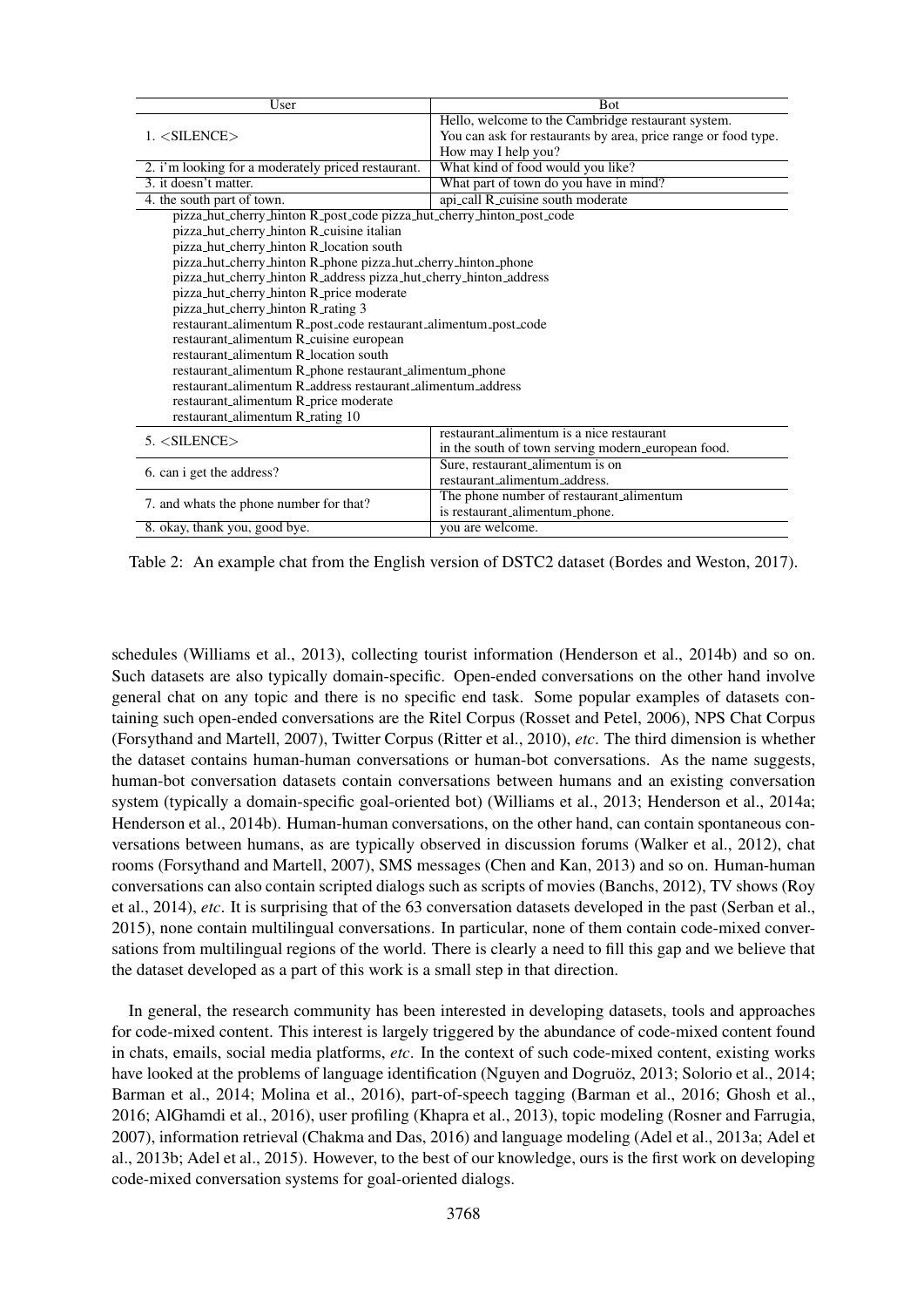| User | Bot |
|---|---|
| 1. <SILENCE> | Hello, welcome to the Cambridge restaurant system. You can ask for restaurants by area, price range or food type. How may I help you? |
| 2. i'm looking for a moderately priced restaurant. | What kind of food would you like? |
| 3. it doesn't matter. | What part of town do you have in mind? |
| 4. the south part of town. | api_call R_cuisine south moderate |
| pizza_hut_cherry_hinton R_post_code pizza_hut_cherry_hinton_post_code<br>pizza_hut_cherry_hinton R_cuisine italian<br>pizza_hut_cherry_hinton R_location south<br>pizza_hut_cherry_hinton R_phone pizza_hut_cherry_hinton_phone<br>pizza_hut_cherry_hinton R_address pizza_hut_cherry_hinton_address<br>pizza_hut_cherry_hinton R_price moderate<br>pizza_hut_cherry_hinton R_rating 3<br>restaurant_alimentum R_post_code restaurant_alimentum_post_code<br>restaurant_alimentum R_cuisine european<br>restaurant_alimentum R_location south<br>restaurant_alimentum R_phone restaurant_alimentum_phone<br>restaurant_alimentum R_address restaurant_alimentum_address<br>restaurant_alimentum R_price moderate<br>restaurant_alimentum R_rating 10 | |
| 5. <SILENCE> | restaurant_alimentum is a nice restaurant in the south of town serving modern_european food. |
| 6. can i get the address? | Sure, restaurant_alimentum is on restaurant_alimentum_address. |
| 7. and whats the phone number for that? | The phone number of restaurant_alimentum is restaurant_alimentum_phone. |
| 8. okay, thank you, good bye. | you are welcome. |

Table 2: An example chat from the English version of DSTC2 dataset (Bordes and Weston, 2017).

schedules (Williams et al., 2013), collecting tourist information (Henderson et al., 2014b) and so on. Such datasets are also typically domain-specific. Open-ended conversations on the other hand involve general chat on any topic and there is no specific end task. Some popular examples of datasets containing such open-ended conversations are the Ritel Corpus (Rosset and Petel, 2006), NPS Chat Corpus (Forsythand and Martell, 2007), Twitter Corpus (Ritter et al., 2010), *etc*. The third dimension is whether the dataset contains human-human conversations or human-bot conversations. As the name suggests, human-bot conversation datasets contain conversations between humans and an existing conversation system (typically a domain-specific goal-oriented bot) (Williams et al., 2013; Henderson et al., 2014a; Henderson et al., 2014b). Human-human conversations, on the other hand, can contain spontaneous conversations between humans, as are typically observed in discussion forums (Walker et al., 2012), chat rooms (Forsythand and Martell, 2007), SMS messages (Chen and Kan, 2013) and so on. Human-human conversations can also contain scripted dialogs such as scripts of movies (Banchs, 2012), TV shows (Roy et al., 2014), *etc*. It is surprising that of the 63 conversation datasets developed in the past (Serban et al., 2015), none contain multilingual conversations. In particular, none of them contain code-mixed conversations from multilingual regions of the world. There is clearly a need to fill this gap and we believe that the dataset developed as a part of this work is a small step in that direction.

In general, the research community has been interested in developing datasets, tools and approaches for code-mixed content. This interest is largely triggered by the abundance of code-mixed content found in chats, emails, social media platforms, *etc*. In the context of such code-mixed content, existing works have looked at the problems of language identification (Nguyen and Dogruöz, 2013; Solorio et al., 2014; Barman et al., 2014; Molina et al., 2016), part-of-speech tagging (Barman et al., 2016; Ghosh et al., 2016; AlGhamdi et al., 2016), user profiling (Khapra et al., 2013), topic modeling (Rosner and Farrugia, 2007), information retrieval (Chakma and Das, 2016) and language modeling (Adel et al., 2013a; Adel et al., 2013b; Adel et al., 2015). However, to the best of our knowledge, ours is the first work on developing code-mixed conversation systems for goal-oriented dialogs.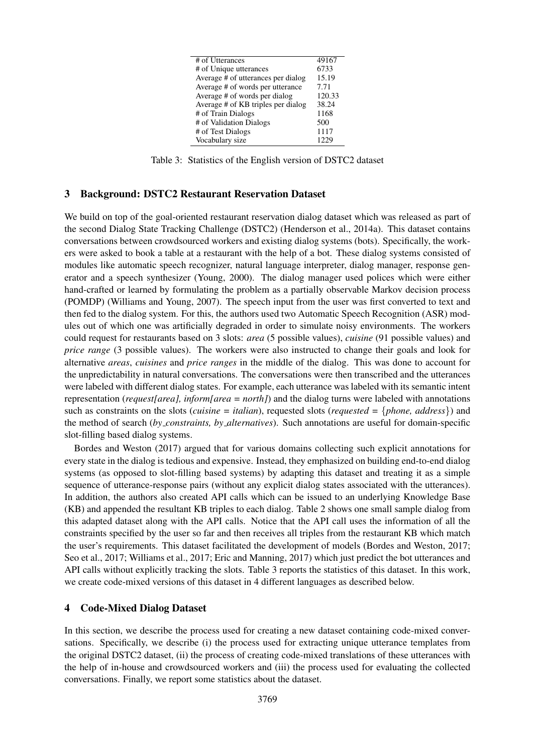| # of Utterances | 49167 |
|---|---|
| # of Unique utterances | 6733 |
| Average # of utterances per dialog | 15.19 |
| Average # of words per utterance | 7.71 |
| Average # of words per dialog | 120.33 |
| Average # of KB triples per dialog | 38.24 |
| # of Train Dialogs | 1168 |
| # of Validation Dialogs | 500 |
| # of Test Dialogs | 1117 |
| Vocabulary size | 1229 |

Table 3: Statistics of the English version of DSTC2 dataset

## 3 Background: DSTC2 Restaurant Reservation Dataset

We build on top of the goal-oriented restaurant reservation dialog dataset which was released as part of the second Dialog State Tracking Challenge (DSTC2) (Henderson et al., 2014a). This dataset contains conversations between crowdsourced workers and existing dialog systems (bots). Specifically, the workers were asked to book a table at a restaurant with the help of a bot. These dialog systems consisted of modules like automatic speech recognizer, natural language interpreter, dialog manager, response generator and a speech synthesizer (Young, 2000). The dialog manager used polices which were either hand-crafted or learned by formulating the problem as a partially observable Markov decision process (POMDP) (Williams and Young, 2007). The speech input from the user was first converted to text and then fed to the dialog system. For this, the authors used two Automatic Speech Recognition (ASR) modules out of which one was artificially degraded in order to simulate noisy environments. The workers could request for restaurants based on 3 slots: *area* (5 possible values), *cuisine* (91 possible values) and *price range* (3 possible values). The workers were also instructed to change their goals and look for alternative *areas*, *cuisines* and *price ranges* in the middle of the dialog. This was done to account for the unpredictability in natural conversations. The conversations were then transcribed and the utterances were labeled with different dialog states. For example, each utterance was labeled with its semantic intent representation (*request[area], inform[area = north]*) and the dialog turns were labeled with annotations such as constraints on the slots (*cuisine = italian*), requested slots (*requested* = {*phone, address*}) and the method of search (*by_constraints, by_alternatives*). Such annotations are useful for domain-specific slot-filling based dialog systems.

Bordes and Weston (2017) argued that for various domains collecting such explicit annotations for every state in the dialog is tedious and expensive. Instead, they emphasized on building end-to-end dialog systems (as opposed to slot-filling based systems) by adapting this dataset and treating it as a simple sequence of utterance-response pairs (without any explicit dialog states associated with the utterances). In addition, the authors also created API calls which can be issued to an underlying Knowledge Base (KB) and appended the resultant KB triples to each dialog. Table 2 shows one small sample dialog from this adapted dataset along with the API calls. Notice that the API call uses the information of all the constraints specified by the user so far and then receives all triples from the restaurant KB which match the user's requirements. This dataset facilitated the development of models (Bordes and Weston, 2017; Seo et al., 2017; Williams et al., 2017; Eric and Manning, 2017) which just predict the bot utterances and API calls without explicitly tracking the slots. Table 3 reports the statistics of this dataset. In this work, we create code-mixed versions of this dataset in 4 different languages as described below.

## 4 Code-Mixed Dialog Dataset

In this section, we describe the process used for creating a new dataset containing code-mixed conversations. Specifically, we describe (i) the process used for extracting unique utterance templates from the original DSTC2 dataset, (ii) the process of creating code-mixed translations of these utterances with the help of in-house and crowdsourced workers and (iii) the process used for evaluating the collected conversations. Finally, we report some statistics about the dataset.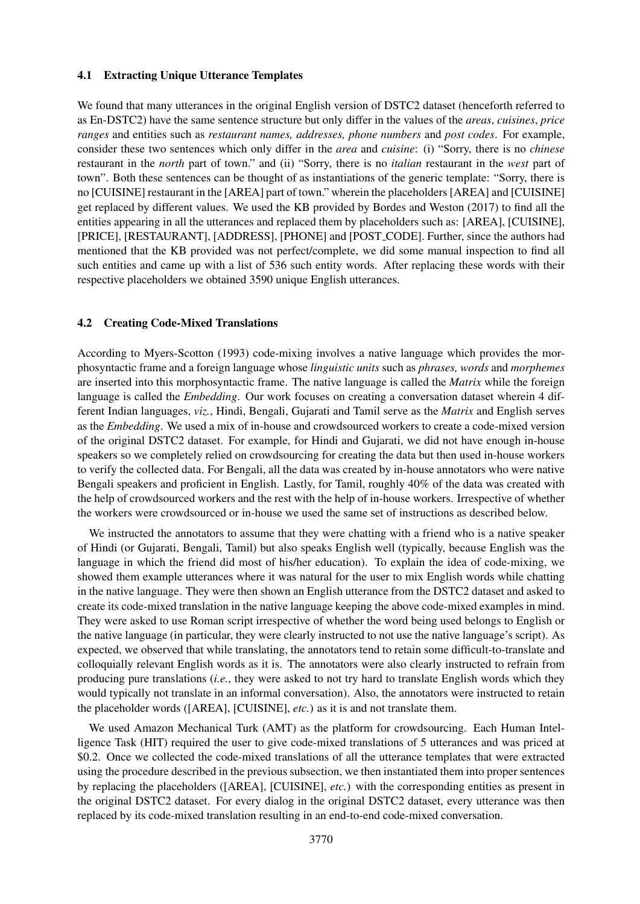### 4.1 Extracting Unique Utterance Templates

We found that many utterances in the original English version of DSTC2 dataset (henceforth referred to as En-DSTC2) have the same sentence structure but only differ in the values of the *areas*, *cuisines*, *price ranges* and entities such as *restaurant names, addresses, phone numbers* and *post codes*. For example, consider these two sentences which only differ in the *area* and *cuisine*: (i) "Sorry, there is no *chinese* restaurant in the *north* part of town." and (ii) "Sorry, there is no *italian* restaurant in the *west* part of town". Both these sentences can be thought of as instantiations of the generic template: "Sorry, there is no [CUISINE] restaurant in the [AREA] part of town." wherein the placeholders [AREA] and [CUISINE] get replaced by different values. We used the KB provided by Bordes and Weston (2017) to find all the entities appearing in all the utterances and replaced them by placeholders such as: [AREA], [CUISINE], [PRICE], [RESTAURANT], [ADDRESS], [PHONE] and [POST_CODE]. Further, since the authors had mentioned that the KB provided was not perfect/complete, we did some manual inspection to find all such entities and came up with a list of 536 such entity words. After replacing these words with their respective placeholders we obtained 3590 unique English utterances.

### 4.2 Creating Code-Mixed Translations

According to Myers-Scotton (1993) code-mixing involves a native language which provides the morphosyntactic frame and a foreign language whose *linguistic units* such as *phrases, words* and *morphemes* are inserted into this morphosyntactic frame. The native language is called the *Matrix* while the foreign language is called the *Embedding*. Our work focuses on creating a conversation dataset wherein 4 different Indian languages, *viz.*, Hindi, Bengali, Gujarati and Tamil serve as the *Matrix* and English serves as the *Embedding*. We used a mix of in-house and crowdsourced workers to create a code-mixed version of the original DSTC2 dataset. For example, for Hindi and Gujarati, we did not have enough in-house speakers so we completely relied on crowdsourcing for creating the data but then used in-house workers to verify the collected data. For Bengali, all the data was created by in-house annotators who were native Bengali speakers and proficient in English. Lastly, for Tamil, roughly 40% of the data was created with the help of crowdsourced workers and the rest with the help of in-house workers. Irrespective of whether the workers were crowdsourced or in-house we used the same set of instructions as described below.

We instructed the annotators to assume that they were chatting with a friend who is a native speaker of Hindi (or Gujarati, Bengali, Tamil) but also speaks English well (typically, because English was the language in which the friend did most of his/her education). To explain the idea of code-mixing, we showed them example utterances where it was natural for the user to mix English words while chatting in the native language. They were then shown an English utterance from the DSTC2 dataset and asked to create its code-mixed translation in the native language keeping the above code-mixed examples in mind. They were asked to use Roman script irrespective of whether the word being used belongs to English or the native language (in particular, they were clearly instructed to not use the native language's script). As expected, we observed that while translating, the annotators tend to retain some difficult-to-translate and colloquially relevant English words as it is. The annotators were also clearly instructed to refrain from producing pure translations (*i.e.*, they were asked to not try hard to translate English words which they would typically not translate in an informal conversation). Also, the annotators were instructed to retain the placeholder words ([AREA], [CUISINE], *etc.*) as it is and not translate them.

We used Amazon Mechanical Turk (AMT) as the platform for crowdsourcing. Each Human Intelligence Task (HIT) required the user to give code-mixed translations of 5 utterances and was priced at $0.2. Once we collected the code-mixed translations of all the utterance templates that were extracted using the procedure described in the previous subsection, we then instantiated them into proper sentences by replacing the placeholders ([AREA], [CUISINE], *etc.*) with the corresponding entities as present in the original DSTC2 dataset. For every dialog in the original DSTC2 dataset, every utterance was then replaced by its code-mixed translation resulting in an end-to-end code-mixed conversation.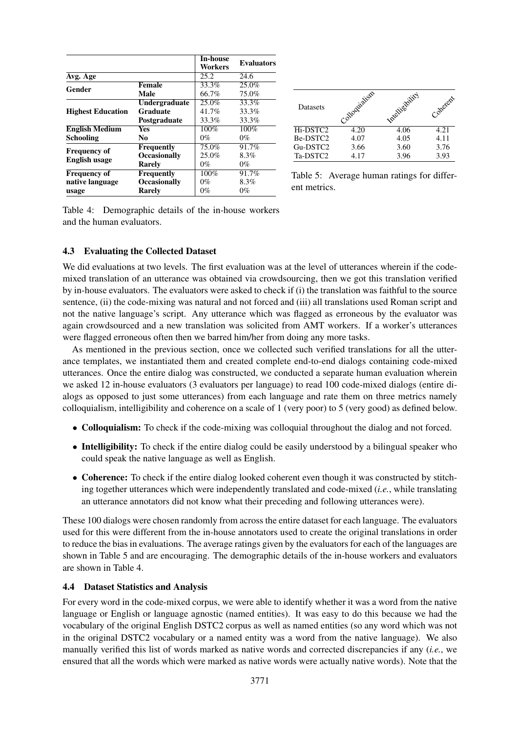| | | In-house Workers | Evaluators |
|---|---|---|---|
| **Avg. Age** | | 25.2 | 24.6 |
| **Gender** | **Female** | 33.3% | 25.0% |
| | **Male** | 66.7% | 75.0% |
| **Highest Education** | **Undergraduate** | 25.0% | 33.3% |
| | **Graduate** | 41.7% | 33.3% |
| | **Postgraduate** | 33.3% | 33.3% |
| **English Medium Schooling** | **Yes** | 100% | 100% |
| | **No** | 0% | 0% |
| **Frequency of English usage** | **Frequently** | 75.0% | 91.7% |
| | **Occasionally** | 25.0% | 8.3% |
| | **Rarely** | 0% | 0% |
| **Frequency of native language usage** | **Frequently** | 100% | 91.7% |
| | **Occasionally** | 0% | 8.3% |
| | **Rarely** | 0% | 0% |

Table 4: Demographic details of the in-house workers and the human evaluators.

| Datasets | Colloquialism | Intelligibility | Coherent |
|---|---|---|---|
| Hi-DSTC2 | 4.20 | 4.06 | 4.21 |
| Be-DSTC2 | 4.07 | 4.05 | 4.11 |
| Gu-DSTC2 | 3.66 | 3.60 | 3.76 |
| Ta-DSTC2 | 4.17 | 3.96 | 3.93 |

Table 5: Average human ratings for different metrics.

### 4.3 Evaluating the Collected Dataset

We did evaluations at two levels. The first evaluation was at the level of utterances wherein if the code-mixed translation of an utterance was obtained via crowdsourcing, then we got this translation verified by in-house evaluators. The evaluators were asked to check if (i) the translation was faithful to the source sentence, (ii) the code-mixing was natural and not forced and (iii) all translations used Roman script and not the native language's script. Any utterance which was flagged as erroneous by the evaluator was again crowdsourced and a new translation was solicited from AMT workers. If a worker's utterances were flagged erroneous often then we barred him/her from doing any more tasks.

As mentioned in the previous section, once we collected such verified translations for all the utterance templates, we instantiated them and created complete end-to-end dialogs containing code-mixed utterances. Once the entire dialog was constructed, we conducted a separate human evaluation wherein we asked 12 in-house evaluators (3 evaluators per language) to read 100 code-mixed dialogs (entire dialogs as opposed to just some utterances) from each language and rate them on three metrics namely colloquialism, intelligibility and coherence on a scale of 1 (very poor) to 5 (very good) as defined below.

- **Colloquialism:** To check if the code-mixing was colloquial throughout the dialog and not forced.
- **Intelligibility:** To check if the entire dialog could be easily understood by a bilingual speaker who could speak the native language as well as English.
- **Coherence:** To check if the entire dialog looked coherent even though it was constructed by stitching together utterances which were independently translated and code-mixed (*i.e.*, while translating an utterance annotators did not know what their preceding and following utterances were).

These 100 dialogs were chosen randomly from across the entire dataset for each language. The evaluators used for this were different from the in-house annotators used to create the original translations in order to reduce the bias in evaluations. The average ratings given by the evaluators for each of the languages are shown in Table 5 and are encouraging. The demographic details of the in-house workers and evaluators are shown in Table 4.

### 4.4 Dataset Statistics and Analysis

For every word in the code-mixed corpus, we were able to identify whether it was a word from the native language or English or language agnostic (named entities). It was easy to do this because we had the vocabulary of the original English DSTC2 corpus as well as named entities (so any word which was not in the original DSTC2 vocabulary or a named entity was a word from the native language). We also manually verified this list of words marked as native words and corrected discrepancies if any (*i.e.*, we ensured that all the words which were marked as native words were actually native words). Note that the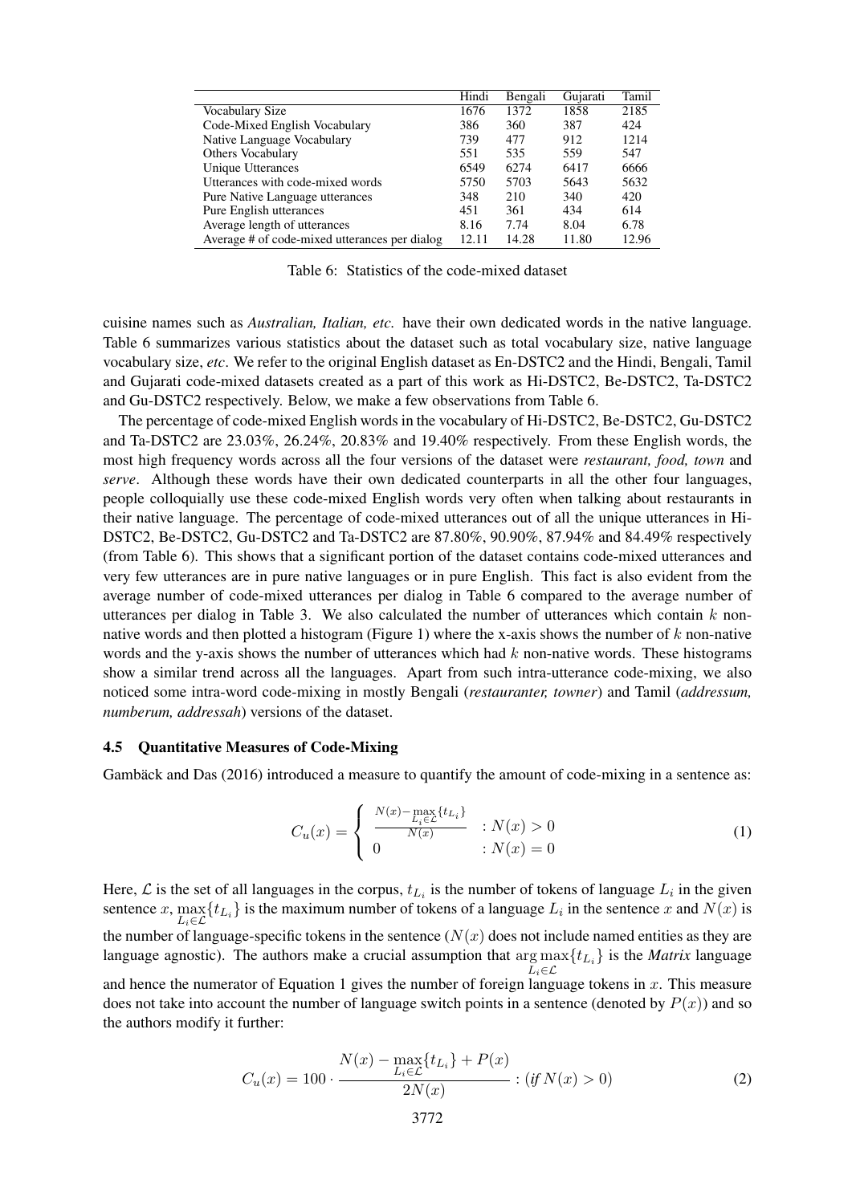|  | Hindi | Bengali | Gujarati | Tamil |
|---|---|---|---|---|
| Vocabulary Size | 1676 | 1372 | 1858 | 2185 |
| Code-Mixed English Vocabulary | 386 | 360 | 387 | 424 |
| Native Language Vocabulary | 739 | 477 | 912 | 1214 |
| Others Vocabulary | 551 | 535 | 559 | 547 |
| Unique Utterances | 6549 | 6274 | 6417 | 6666 |
| Utterances with code-mixed words | 5750 | 5703 | 5643 | 5632 |
| Pure Native Language utterances | 348 | 210 | 340 | 420 |
| Pure English utterances | 451 | 361 | 434 | 614 |
| Average length of utterances | 8.16 | 7.74 | 8.04 | 6.78 |
| Average # of code-mixed utterances per dialog | 12.11 | 14.28 | 11.80 | 12.96 |

Table 6: Statistics of the code-mixed dataset

cuisine names such as *Australian, Italian, etc.* have their own dedicated words in the native language. Table 6 summarizes various statistics about the dataset such as total vocabulary size, native language vocabulary size, *etc*. We refer to the original English dataset as En-DSTC2 and the Hindi, Bengali, Tamil and Gujarati code-mixed datasets created as a part of this work as Hi-DSTC2, Be-DSTC2, Ta-DSTC2 and Gu-DSTC2 respectively. Below, we make a few observations from Table 6.

The percentage of code-mixed English words in the vocabulary of Hi-DSTC2, Be-DSTC2, Gu-DSTC2 and Ta-DSTC2 are 23.03%, 26.24%, 20.83% and 19.40% respectively. From these English words, the most high frequency words across all the four versions of the dataset were *restaurant, food, town* and *serve*. Although these words have their own dedicated counterparts in all the other four languages, people colloquially use these code-mixed English words very often when talking about restaurants in their native language. The percentage of code-mixed utterances out of all the unique utterances in Hi-DSTC2, Be-DSTC2, Gu-DSTC2 and Ta-DSTC2 are 87.80%, 90.90%, 87.94% and 84.49% respectively (from Table 6). This shows that a significant portion of the dataset contains code-mixed utterances and very few utterances are in pure native languages or in pure English. This fact is also evident from the average number of code-mixed utterances per dialog in Table 6 compared to the average number of utterances per dialog in Table 3. We also calculated the number of utterances which contain $k$ non-native words and then plotted a histogram (Figure 1) where the x-axis shows the number of $k$ non-native words and the y-axis shows the number of utterances which had $k$ non-native words. These histograms show a similar trend across all the languages. Apart from such intra-utterance code-mixing, we also noticed some intra-word code-mixing in mostly Bengali (*restauranter, towner*) and Tamil (*addressum, numberum, addressah*) versions of the dataset.

### 4.5 Quantitative Measures of Code-Mixing

Gambäck and Das (2016) introduced a measure to quantify the amount of code-mixing in a sentence as:

$$C_u(x) = \begin{cases} \frac{N(x) - \max\limits_{L_i \in \mathcal{L}}\{t_{L_i}\}}{N(x)} & : N(x) > 0 \\ 0 & : N(x) = 0 \end{cases} \tag{1}$$

Here, $\mathcal{L}$ is the set of all languages in the corpus, $t_{L_i}$ is the number of tokens of language $L_i$ in the given sentence $x$, $\max\limits_{L_i \in \mathcal{L}}\{t_{L_i}\}$ is the maximum number of tokens of a language $L_i$ in the sentence $x$ and $N(x)$ is the number of language-specific tokens in the sentence ($N(x)$ does not include named entities as they are language agnostic). The authors make a crucial assumption that $\arg\max\limits_{L_i \in \mathcal{L}}\{t_{L_i}\}$ is the *Matrix* language and hence the numerator of Equation 1 gives the number of foreign language tokens in $x$. This measure does not take into account the number of language switch points in a sentence (denoted by $P(x)$) and so the authors modify it further:

$$C_u(x) = 100 \cdot \frac{N(x) - \max\limits_{L_i \in \mathcal{L}}\{t_{L_i}\} + P(x)}{2N(x)} : (\textit{if } N(x) > 0) \tag{2}$$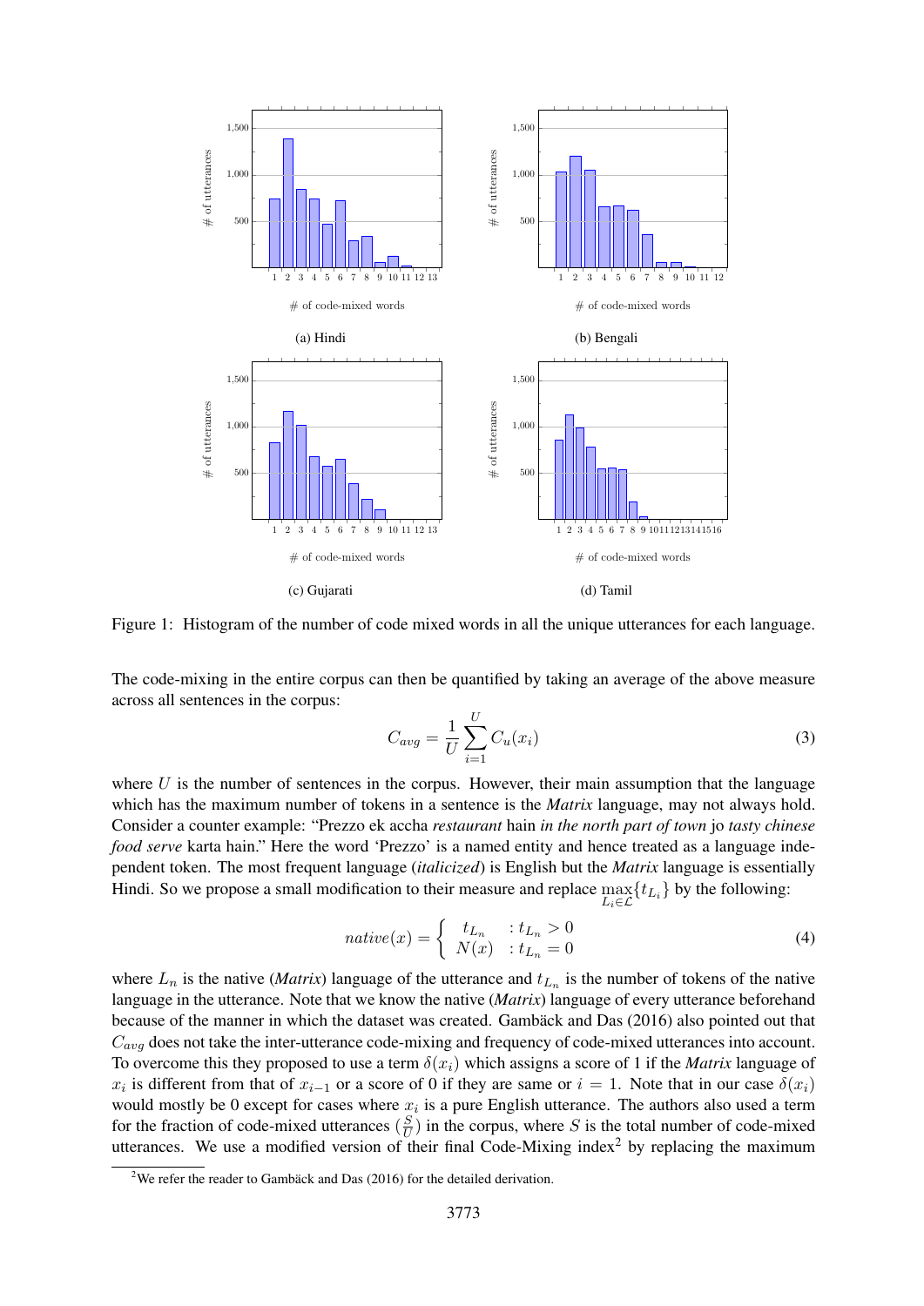Figure 1: Histogram of the number of code mixed words in all the unique utterances for each language.

The code-mixing in the entire corpus can then be quantified by taking an average of the above measure across all sentences in the corpus:

$$C_{avg} = \frac{1}{U} \sum_{i=1}^{U} C_u(x_i) \tag{3}$$

where $U$ is the number of sentences in the corpus. However, their main assumption that the language which has the maximum number of tokens in a sentence is the *Matrix* language, may not always hold. Consider a counter example: "Prezzo ek accha *restaurant* hain *in the north part of town* jo *tasty chinese food serve* karta hain." Here the word 'Prezzo' is a named entity and hence treated as a language independent token. The most frequent language (*italicized*) is English but the *Matrix* language is essentially Hindi. So we propose a small modification to their measure and replace $\max_{L_i \in \mathcal{L}}\{t_{L_i}\}$ by the following:

$$native(x) = \begin{cases} t_{L_n} & : t_{L_n} > 0 \\ N(x) & : t_{L_n} = 0 \end{cases} \tag{4}$$

where $L_n$ is the native (*Matrix*) language of the utterance and $t_{L_n}$ is the number of tokens of the native language in the utterance. Note that we know the native (*Matrix*) language of every utterance beforehand because of the manner in which the dataset was created. Gambäck and Das (2016) also pointed out that $C_{avg}$ does not take the inter-utterance code-mixing and frequency of code-mixed utterances into account. To overcome this they proposed to use a term $\delta(x_i)$ which assigns a score of 1 if the *Matrix* language of $x_i$ is different from that of $x_{i-1}$ or a score of 0 if they are same or $i = 1$. Note that in our case $\delta(x_i)$ would mostly be 0 except for cases where $x_i$ is a pure English utterance. The authors also used a term for the fraction of code-mixed utterances ($\frac{S}{U}$) in the corpus, where $S$ is the total number of code-mixed utterances. We use a modified version of their final Code-Mixing index[2] by replacing the maximum

[2] We refer the reader to Gambäck and Das (2016) for the detailed derivation.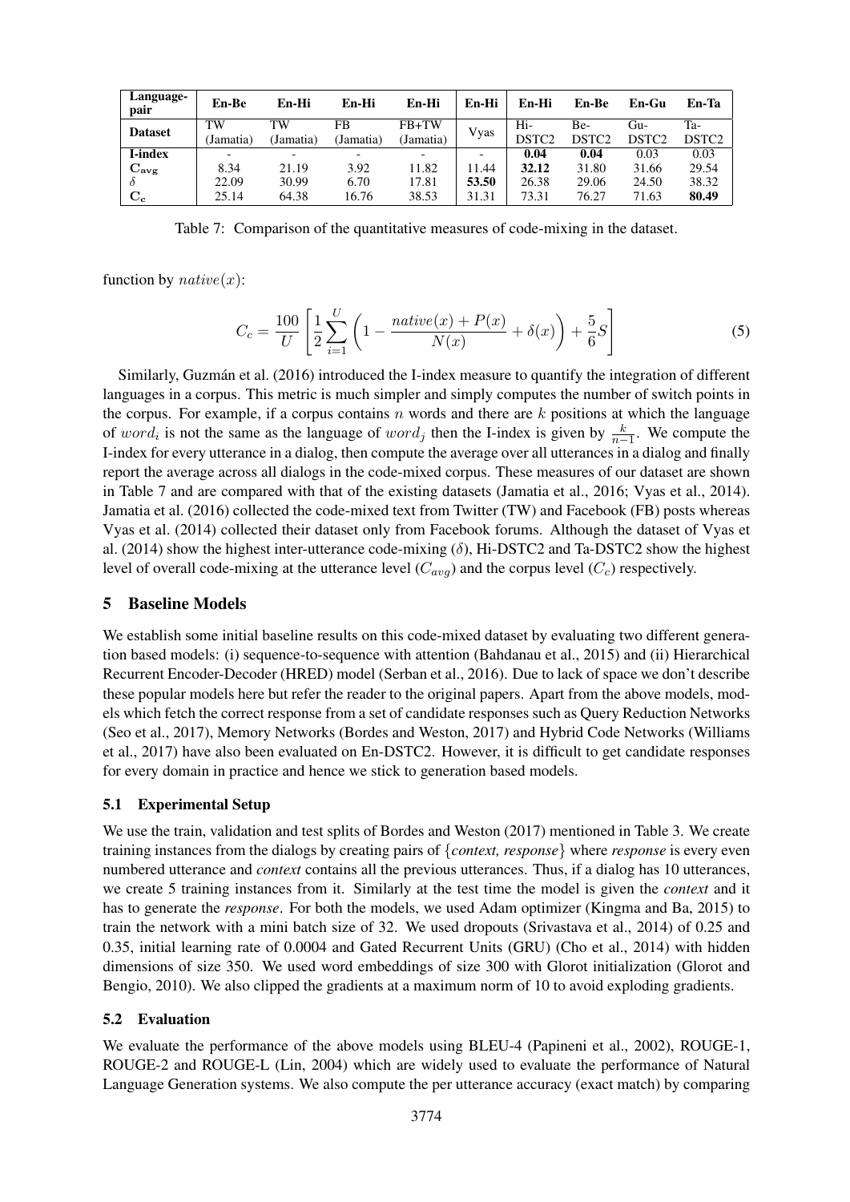| Language-pair | En-Be | En-Hi | En-Hi | En-Hi | En-Hi | En-Hi | En-Be | En-Gu | En-Ta |
|---|---|---|---|---|---|---|---|---|---|
| Dataset | TW (Jamatia) | TW (Jamatia) | FB (Jamatia) | FB+TW (Jamatia) | Vyas | Hi-DSTC2 | Be-DSTC2 | Gu-DSTC2 | Ta-DSTC2 |
| I-index | - | - | - | - | - | **0.04** | **0.04** | 0.03 | 0.03 |
| $\mathbf{C_{avg}}$ | 8.34 | 21.19 | 3.92 | 11.82 | 11.44 | **32.12** | 31.80 | 31.66 | 29.54 |
| $\delta$ | 22.09 | 30.99 | 6.70 | 17.81 | **53.50** | 26.38 | 29.06 | 24.50 | 38.32 |
| $\mathbf{C_c}$ | 25.14 | 64.38 | 16.76 | 38.53 | 31.31 | 73.31 | 76.27 | 71.63 | **80.49** |

Table 7: Comparison of the quantitative measures of code-mixing in the dataset.

function by $native(x)$:

$$C_c = \frac{100}{U}\left[\frac{1}{2}\sum_{i=1}^{U}\left(1 - \frac{native(x) + P(x)}{N(x)} + \delta(x)\right) + \frac{5}{6}S\right] \tag{5}$$

Similarly, Guzmán et al. (2016) introduced the I-index measure to quantify the integration of different languages in a corpus. This metric is much simpler and simply computes the number of switch points in the corpus. For example, if a corpus contains $n$ words and there are $k$ positions at which the language of $word_i$ is not the same as the language of $word_j$ then the I-index is given by $\frac{k}{n-1}$. We compute the I-index for every utterance in a dialog, then compute the average over all utterances in a dialog and finally report the average across all dialogs in the code-mixed corpus. These measures of our dataset are shown in Table 7 and are compared with that of the existing datasets (Jamatia et al., 2016; Vyas et al., 2014). Jamatia et al. (2016) collected the code-mixed text from Twitter (TW) and Facebook (FB) posts whereas Vyas et al. (2014) collected their dataset only from Facebook forums. Although the dataset of Vyas et al. (2014) show the highest inter-utterance code-mixing ($\delta$), Hi-DSTC2 and Ta-DSTC2 show the highest level of overall code-mixing at the utterance level ($C_{avg}$) and the corpus level ($C_c$) respectively.

## 5 Baseline Models

We establish some initial baseline results on this code-mixed dataset by evaluating two different generation based models: (i) sequence-to-sequence with attention (Bahdanau et al., 2015) and (ii) Hierarchical Recurrent Encoder-Decoder (HRED) model (Serban et al., 2016). Due to lack of space we don't describe these popular models here but refer the reader to the original papers. Apart from the above models, models which fetch the correct response from a set of candidate responses such as Query Reduction Networks (Seo et al., 2017), Memory Networks (Bordes and Weston, 2017) and Hybrid Code Networks (Williams et al., 2017) have also been evaluated on En-DSTC2. However, it is difficult to get candidate responses for every domain in practice and hence we stick to generation based models.

### 5.1 Experimental Setup

We use the train, validation and test splits of Bordes and Weston (2017) mentioned in Table 3. We create training instances from the dialogs by creating pairs of {*context, response*} where *response* is every even numbered utterance and *context* contains all the previous utterances. Thus, if a dialog has 10 utterances, we create 5 training instances from it. Similarly at the test time the model is given the *context* and it has to generate the *response*. For both the models, we used Adam optimizer (Kingma and Ba, 2015) to train the network with a mini batch size of 32. We used dropouts (Srivastava et al., 2014) of 0.25 and 0.35, initial learning rate of 0.0004 and Gated Recurrent Units (GRU) (Cho et al., 2014) with hidden dimensions of size 350. We used word embeddings of size 300 with Glorot initialization (Glorot and Bengio, 2010). We also clipped the gradients at a maximum norm of 10 to avoid exploding gradients.

### 5.2 Evaluation

We evaluate the performance of the above models using BLEU-4 (Papineni et al., 2002), ROUGE-1, ROUGE-2 and ROUGE-L (Lin, 2004) which are widely used to evaluate the performance of Natural Language Generation systems. We also compute the per utterance accuracy (exact match) by comparing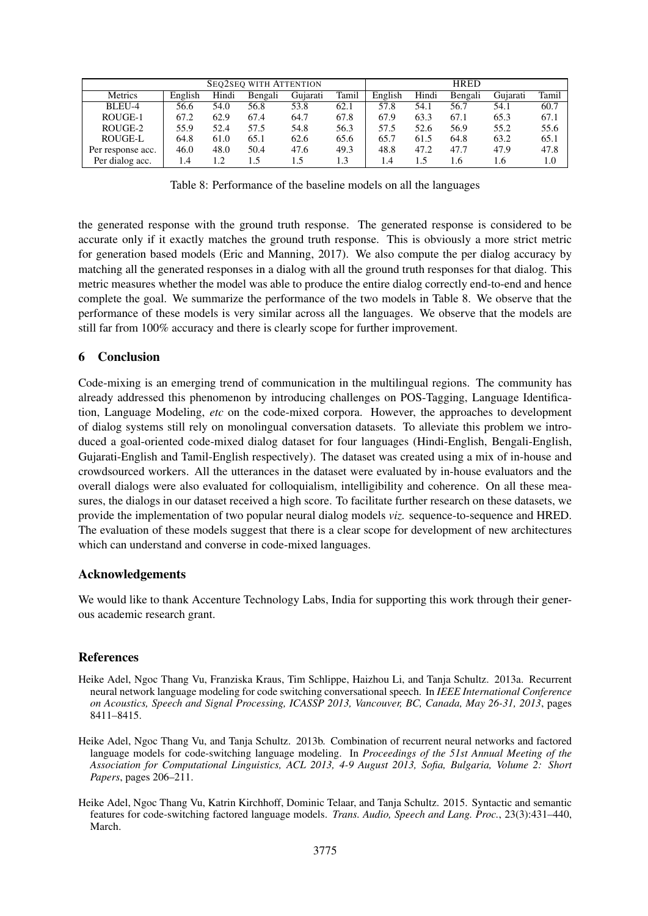| | Seq2seq with Attention | | | | | HRED | | | | |
|---|---|---|---|---|---|---|---|---|---|---|
| Metrics | English | Hindi | Bengali | Gujarati | Tamil | English | Hindi | Bengali | Gujarati | Tamil |
| BLEU-4 | 56.6 | 54.0 | 56.8 | 53.8 | 62.1 | 57.8 | 54.1 | 56.7 | 54.1 | 60.7 |
| ROUGE-1 | 67.2 | 62.9 | 67.4 | 64.7 | 67.8 | 67.9 | 63.3 | 67.1 | 65.3 | 67.1 |
| ROUGE-2 | 55.9 | 52.4 | 57.5 | 54.8 | 56.3 | 57.5 | 52.6 | 56.9 | 55.2 | 55.6 |
| ROUGE-L | 64.8 | 61.0 | 65.1 | 62.6 | 65.6 | 65.7 | 61.5 | 64.8 | 63.2 | 65.1 |
| Per response acc. | 46.0 | 48.0 | 50.4 | 47.6 | 49.3 | 48.8 | 47.2 | 47.7 | 47.9 | 47.8 |
| Per dialog acc. | 1.4 | 1.2 | 1.5 | 1.5 | 1.3 | 1.4 | 1.5 | 1.6 | 1.6 | 1.0 |

Table 8: Performance of the baseline models on all the languages

the generated response with the ground truth response. The generated response is considered to be accurate only if it exactly matches the ground truth response. This is obviously a more strict metric for generation based models (Eric and Manning, 2017). We also compute the per dialog accuracy by matching all the generated responses in a dialog with all the ground truth responses for that dialog. This metric measures whether the model was able to produce the entire dialog correctly end-to-end and hence complete the goal. We summarize the performance of the two models in Table 8. We observe that the performance of these models is very similar across all the languages. We observe that the models are still far from 100% accuracy and there is clearly scope for further improvement.

## 6 Conclusion

Code-mixing is an emerging trend of communication in the multilingual regions. The community has already addressed this phenomenon by introducing challenges on POS-Tagging, Language Identification, Language Modeling, *etc* on the code-mixed corpora. However, the approaches to development of dialog systems still rely on monolingual conversation datasets. To alleviate this problem we introduced a goal-oriented code-mixed dialog dataset for four languages (Hindi-English, Bengali-English, Gujarati-English and Tamil-English respectively). The dataset was created using a mix of in-house and crowdsourced workers. All the utterances in the dataset were evaluated by in-house evaluators and the overall dialogs were also evaluated for colloquialism, intelligibility and coherence. On all these measures, the dialogs in our dataset received a high score. To facilitate further research on these datasets, we provide the implementation of two popular neural dialog models *viz.* sequence-to-sequence and HRED. The evaluation of these models suggest that there is a clear scope for development of new architectures which can understand and converse in code-mixed languages.

## Acknowledgements

We would like to thank Accenture Technology Labs, India for supporting this work through their generous academic research grant.

## References

Heike Adel, Ngoc Thang Vu, Franziska Kraus, Tim Schlippe, Haizhou Li, and Tanja Schultz. 2013a. Recurrent neural network language modeling for code switching conversational speech. In *IEEE International Conference on Acoustics, Speech and Signal Processing, ICASSP 2013, Vancouver, BC, Canada, May 26-31, 2013*, pages 8411–8415.

Heike Adel, Ngoc Thang Vu, and Tanja Schultz. 2013b. Combination of recurrent neural networks and factored language models for code-switching language modeling. In *Proceedings of the 51st Annual Meeting of the Association for Computational Linguistics, ACL 2013, 4-9 August 2013, Sofia, Bulgaria, Volume 2: Short Papers*, pages 206–211.

Heike Adel, Ngoc Thang Vu, Katrin Kirchhoff, Dominic Telaar, and Tanja Schultz. 2015. Syntactic and semantic features for code-switching factored language models. *Trans. Audio, Speech and Lang. Proc.*, 23(3):431–440, March.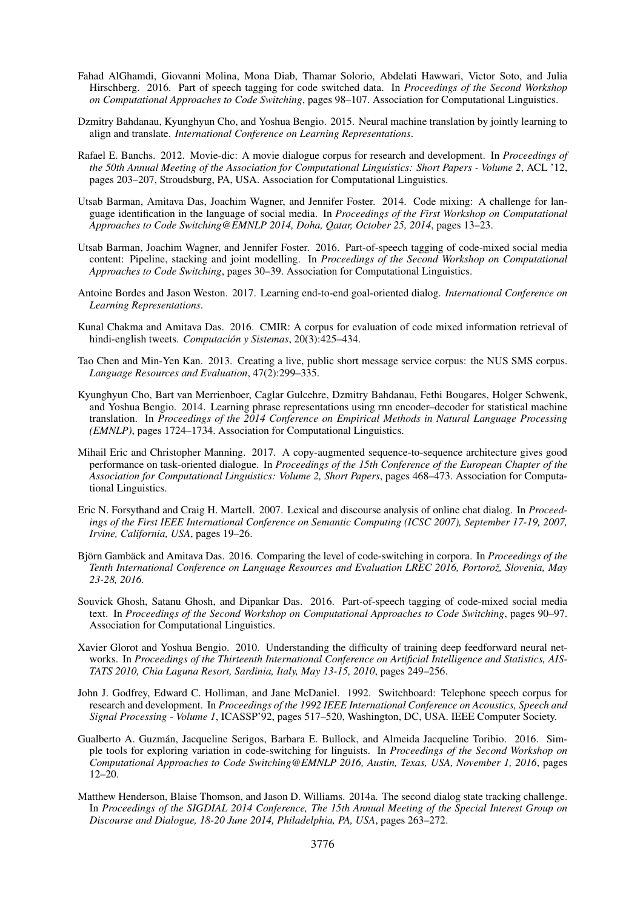Fahad AlGhamdi, Giovanni Molina, Mona Diab, Thamar Solorio, Abdelati Hawwari, Victor Soto, and Julia Hirschberg. 2016. Part of speech tagging for code switched data. In *Proceedings of the Second Workshop on Computational Approaches to Code Switching*, pages 98–107. Association for Computational Linguistics.

Dzmitry Bahdanau, Kyunghyun Cho, and Yoshua Bengio. 2015. Neural machine translation by jointly learning to align and translate. *International Conference on Learning Representations*.

Rafael E. Banchs. 2012. Movie-dic: A movie dialogue corpus for research and development. In *Proceedings of the 50th Annual Meeting of the Association for Computational Linguistics: Short Papers - Volume 2*, ACL '12, pages 203–207, Stroudsburg, PA, USA. Association for Computational Linguistics.

Utsab Barman, Amitava Das, Joachim Wagner, and Jennifer Foster. 2014. Code mixing: A challenge for language identification in the language of social media. In *Proceedings of the First Workshop on Computational Approaches to Code Switching@EMNLP 2014, Doha, Qatar, October 25, 2014*, pages 13–23.

Utsab Barman, Joachim Wagner, and Jennifer Foster. 2016. Part-of-speech tagging of code-mixed social media content: Pipeline, stacking and joint modelling. In *Proceedings of the Second Workshop on Computational Approaches to Code Switching*, pages 30–39. Association for Computational Linguistics.

Antoine Bordes and Jason Weston. 2017. Learning end-to-end goal-oriented dialog. *International Conference on Learning Representations*.

Kunal Chakma and Amitava Das. 2016. CMIR: A corpus for evaluation of code mixed information retrieval of hindi-english tweets. *Computación y Sistemas*, 20(3):425–434.

Tao Chen and Min-Yen Kan. 2013. Creating a live, public short message service corpus: the NUS SMS corpus. *Language Resources and Evaluation*, 47(2):299–335.

Kyunghyun Cho, Bart van Merrienboer, Caglar Gulcehre, Dzmitry Bahdanau, Fethi Bougares, Holger Schwenk, and Yoshua Bengio. 2014. Learning phrase representations using rnn encoder–decoder for statistical machine translation. In *Proceedings of the 2014 Conference on Empirical Methods in Natural Language Processing (EMNLP)*, pages 1724–1734. Association for Computational Linguistics.

Mihail Eric and Christopher Manning. 2017. A copy-augmented sequence-to-sequence architecture gives good performance on task-oriented dialogue. In *Proceedings of the 15th Conference of the European Chapter of the Association for Computational Linguistics: Volume 2, Short Papers*, pages 468–473. Association for Computational Linguistics.

Eric N. Forsythand and Craig H. Martell. 2007. Lexical and discourse analysis of online chat dialog. In *Proceedings of the First IEEE International Conference on Semantic Computing (ICSC 2007), September 17-19, 2007, Irvine, California, USA*, pages 19–26.

Björn Gambäck and Amitava Das. 2016. Comparing the level of code-switching in corpora. In *Proceedings of the Tenth International Conference on Language Resources and Evaluation LREC 2016, Portorož, Slovenia, May 23-28, 2016*.

Souvick Ghosh, Satanu Ghosh, and Dipankar Das. 2016. Part-of-speech tagging of code-mixed social media text. In *Proceedings of the Second Workshop on Computational Approaches to Code Switching*, pages 90–97. Association for Computational Linguistics.

Xavier Glorot and Yoshua Bengio. 2010. Understanding the difficulty of training deep feedforward neural networks. In *Proceedings of the Thirteenth International Conference on Artificial Intelligence and Statistics, AISTATS 2010, Chia Laguna Resort, Sardinia, Italy, May 13-15, 2010*, pages 249–256.

John J. Godfrey, Edward C. Holliman, and Jane McDaniel. 1992. Switchboard: Telephone speech corpus for research and development. In *Proceedings of the 1992 IEEE International Conference on Acoustics, Speech and Signal Processing - Volume 1*, ICASSP'92, pages 517–520, Washington, DC, USA. IEEE Computer Society.

Gualberto A. Guzmán, Jacqueline Serigos, Barbara E. Bullock, and Almeida Jacqueline Toribio. 2016. Simple tools for exploring variation in code-switching for linguists. In *Proceedings of the Second Workshop on Computational Approaches to Code Switching@EMNLP 2016, Austin, Texas, USA, November 1, 2016*, pages 12–20.

Matthew Henderson, Blaise Thomson, and Jason D. Williams. 2014a. The second dialog state tracking challenge. In *Proceedings of the SIGDIAL 2014 Conference, The 15th Annual Meeting of the Special Interest Group on Discourse and Dialogue, 18-20 June 2014, Philadelphia, PA, USA*, pages 263–272.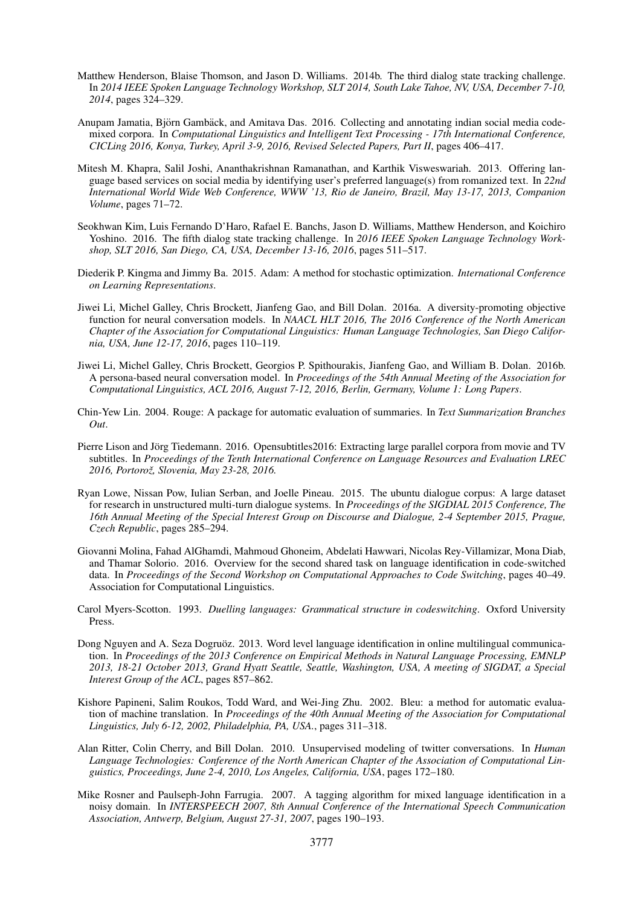Matthew Henderson, Blaise Thomson, and Jason D. Williams. 2014b. The third dialog state tracking challenge. In *2014 IEEE Spoken Language Technology Workshop, SLT 2014, South Lake Tahoe, NV, USA, December 7-10, 2014*, pages 324–329.

Anupam Jamatia, Björn Gambäck, and Amitava Das. 2016. Collecting and annotating indian social media code-mixed corpora. In *Computational Linguistics and Intelligent Text Processing - 17th International Conference, CICLing 2016, Konya, Turkey, April 3-9, 2016, Revised Selected Papers, Part II*, pages 406–417.

Mitesh M. Khapra, Salil Joshi, Ananthakrishnan Ramanathan, and Karthik Visweswariah. 2013. Offering language based services on social media by identifying user's preferred language(s) from romanized text. In *22nd International World Wide Web Conference, WWW '13, Rio de Janeiro, Brazil, May 13-17, 2013, Companion Volume*, pages 71–72.

Seokhwan Kim, Luis Fernando D'Haro, Rafael E. Banchs, Jason D. Williams, Matthew Henderson, and Koichiro Yoshino. 2016. The fifth dialog state tracking challenge. In *2016 IEEE Spoken Language Technology Workshop, SLT 2016, San Diego, CA, USA, December 13-16, 2016*, pages 511–517.

Diederik P. Kingma and Jimmy Ba. 2015. Adam: A method for stochastic optimization. *International Conference on Learning Representations*.

Jiwei Li, Michel Galley, Chris Brockett, Jianfeng Gao, and Bill Dolan. 2016a. A diversity-promoting objective function for neural conversation models. In *NAACL HLT 2016, The 2016 Conference of the North American Chapter of the Association for Computational Linguistics: Human Language Technologies, San Diego California, USA, June 12-17, 2016*, pages 110–119.

Jiwei Li, Michel Galley, Chris Brockett, Georgios P. Spithourakis, Jianfeng Gao, and William B. Dolan. 2016b. A persona-based neural conversation model. In *Proceedings of the 54th Annual Meeting of the Association for Computational Linguistics, ACL 2016, August 7-12, 2016, Berlin, Germany, Volume 1: Long Papers*.

Chin-Yew Lin. 2004. Rouge: A package for automatic evaluation of summaries. In *Text Summarization Branches Out*.

Pierre Lison and Jörg Tiedemann. 2016. Opensubtitles2016: Extracting large parallel corpora from movie and TV subtitles. In *Proceedings of the Tenth International Conference on Language Resources and Evaluation LREC 2016, Portorož, Slovenia, May 23-28, 2016.*

Ryan Lowe, Nissan Pow, Iulian Serban, and Joelle Pineau. 2015. The ubuntu dialogue corpus: A large dataset for research in unstructured multi-turn dialogue systems. In *Proceedings of the SIGDIAL 2015 Conference, The 16th Annual Meeting of the Special Interest Group on Discourse and Dialogue, 2-4 September 2015, Prague, Czech Republic*, pages 285–294.

Giovanni Molina, Fahad AlGhamdi, Mahmoud Ghoneim, Abdelati Hawwari, Nicolas Rey-Villamizar, Mona Diab, and Thamar Solorio. 2016. Overview for the second shared task on language identification in code-switched data. In *Proceedings of the Second Workshop on Computational Approaches to Code Switching*, pages 40–49. Association for Computational Linguistics.

Carol Myers-Scotton. 1993. *Duelling languages: Grammatical structure in codeswitching*. Oxford University Press.

Dong Nguyen and A. Seza Doğruöz. 2013. Word level language identification in online multilingual communication. In *Proceedings of the 2013 Conference on Empirical Methods in Natural Language Processing, EMNLP 2013, 18-21 October 2013, Grand Hyatt Seattle, Seattle, Washington, USA, A meeting of SIGDAT, a Special Interest Group of the ACL*, pages 857–862.

Kishore Papineni, Salim Roukos, Todd Ward, and Wei-Jing Zhu. 2002. Bleu: a method for automatic evaluation of machine translation. In *Proceedings of the 40th Annual Meeting of the Association for Computational Linguistics, July 6-12, 2002, Philadelphia, PA, USA.*, pages 311–318.

Alan Ritter, Colin Cherry, and Bill Dolan. 2010. Unsupervised modeling of twitter conversations. In *Human Language Technologies: Conference of the North American Chapter of the Association of Computational Linguistics, Proceedings, June 2-4, 2010, Los Angeles, California, USA*, pages 172–180.

Mike Rosner and Paulseph-John Farrugia. 2007. A tagging algorithm for mixed language identification in a noisy domain. In *INTERSPEECH 2007, 8th Annual Conference of the International Speech Communication Association, Antwerp, Belgium, August 27-31, 2007*, pages 190–193.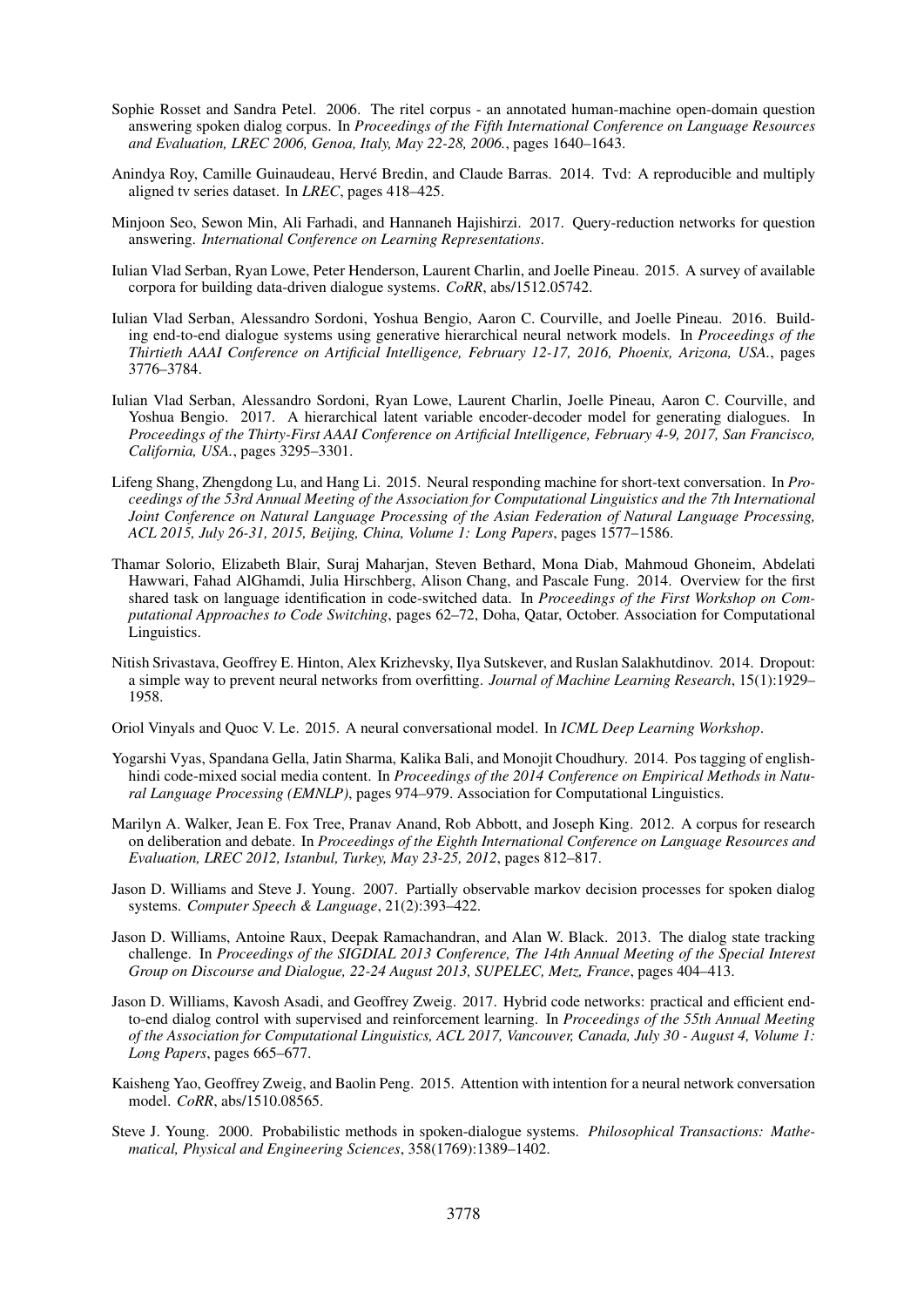Sophie Rosset and Sandra Petel. 2006. The ritel corpus - an annotated human-machine open-domain question answering spoken dialog corpus. In *Proceedings of the Fifth International Conference on Language Resources and Evaluation, LREC 2006, Genoa, Italy, May 22-28, 2006.*, pages 1640–1643.

Anindya Roy, Camille Guinaudeau, Hervé Bredin, and Claude Barras. 2014. Tvd: A reproducible and multiply aligned tv series dataset. In *LREC*, pages 418–425.

Minjoon Seo, Sewon Min, Ali Farhadi, and Hannaneh Hajishirzi. 2017. Query-reduction networks for question answering. *International Conference on Learning Representations*.

Iulian Vlad Serban, Ryan Lowe, Peter Henderson, Laurent Charlin, and Joelle Pineau. 2015. A survey of available corpora for building data-driven dialogue systems. *CoRR*, abs/1512.05742.

Iulian Vlad Serban, Alessandro Sordoni, Yoshua Bengio, Aaron C. Courville, and Joelle Pineau. 2016. Building end-to-end dialogue systems using generative hierarchical neural network models. In *Proceedings of the Thirtieth AAAI Conference on Artificial Intelligence, February 12-17, 2016, Phoenix, Arizona, USA.*, pages 3776–3784.

Iulian Vlad Serban, Alessandro Sordoni, Ryan Lowe, Laurent Charlin, Joelle Pineau, Aaron C. Courville, and Yoshua Bengio. 2017. A hierarchical latent variable encoder-decoder model for generating dialogues. In *Proceedings of the Thirty-First AAAI Conference on Artificial Intelligence, February 4-9, 2017, San Francisco, California, USA.*, pages 3295–3301.

Lifeng Shang, Zhengdong Lu, and Hang Li. 2015. Neural responding machine for short-text conversation. In *Proceedings of the 53rd Annual Meeting of the Association for Computational Linguistics and the 7th International Joint Conference on Natural Language Processing of the Asian Federation of Natural Language Processing, ACL 2015, July 26-31, 2015, Beijing, China, Volume 1: Long Papers*, pages 1577–1586.

Thamar Solorio, Elizabeth Blair, Suraj Maharjan, Steven Bethard, Mona Diab, Mahmoud Ghoneim, Abdelati Hawwari, Fahad AlGhamdi, Julia Hirschberg, Alison Chang, and Pascale Fung. 2014. Overview for the first shared task on language identification in code-switched data. In *Proceedings of the First Workshop on Computational Approaches to Code Switching*, pages 62–72, Doha, Qatar, October. Association for Computational Linguistics.

Nitish Srivastava, Geoffrey E. Hinton, Alex Krizhevsky, Ilya Sutskever, and Ruslan Salakhutdinov. 2014. Dropout: a simple way to prevent neural networks from overfitting. *Journal of Machine Learning Research*, 15(1):1929–1958.

Oriol Vinyals and Quoc V. Le. 2015. A neural conversational model. In *ICML Deep Learning Workshop*.

Yogarshi Vyas, Spandana Gella, Jatin Sharma, Kalika Bali, and Monojit Choudhury. 2014. Pos tagging of english-hindi code-mixed social media content. In *Proceedings of the 2014 Conference on Empirical Methods in Natural Language Processing (EMNLP)*, pages 974–979. Association for Computational Linguistics.

Marilyn A. Walker, Jean E. Fox Tree, Pranav Anand, Rob Abbott, and Joseph King. 2012. A corpus for research on deliberation and debate. In *Proceedings of the Eighth International Conference on Language Resources and Evaluation, LREC 2012, Istanbul, Turkey, May 23-25, 2012*, pages 812–817.

Jason D. Williams and Steve J. Young. 2007. Partially observable markov decision processes for spoken dialog systems. *Computer Speech & Language*, 21(2):393–422.

Jason D. Williams, Antoine Raux, Deepak Ramachandran, and Alan W. Black. 2013. The dialog state tracking challenge. In *Proceedings of the SIGDIAL 2013 Conference, The 14th Annual Meeting of the Special Interest Group on Discourse and Dialogue, 22-24 August 2013, SUPELEC, Metz, France*, pages 404–413.

Jason D. Williams, Kavosh Asadi, and Geoffrey Zweig. 2017. Hybrid code networks: practical and efficient end-to-end dialog control with supervised and reinforcement learning. In *Proceedings of the 55th Annual Meeting of the Association for Computational Linguistics, ACL 2017, Vancouver, Canada, July 30 - August 4, Volume 1: Long Papers*, pages 665–677.

Kaisheng Yao, Geoffrey Zweig, and Baolin Peng. 2015. Attention with intention for a neural network conversation model. *CoRR*, abs/1510.08565.

Steve J. Young. 2000. Probabilistic methods in spoken-dialogue systems. *Philosophical Transactions: Mathematical, Physical and Engineering Sciences*, 358(1769):1389–1402.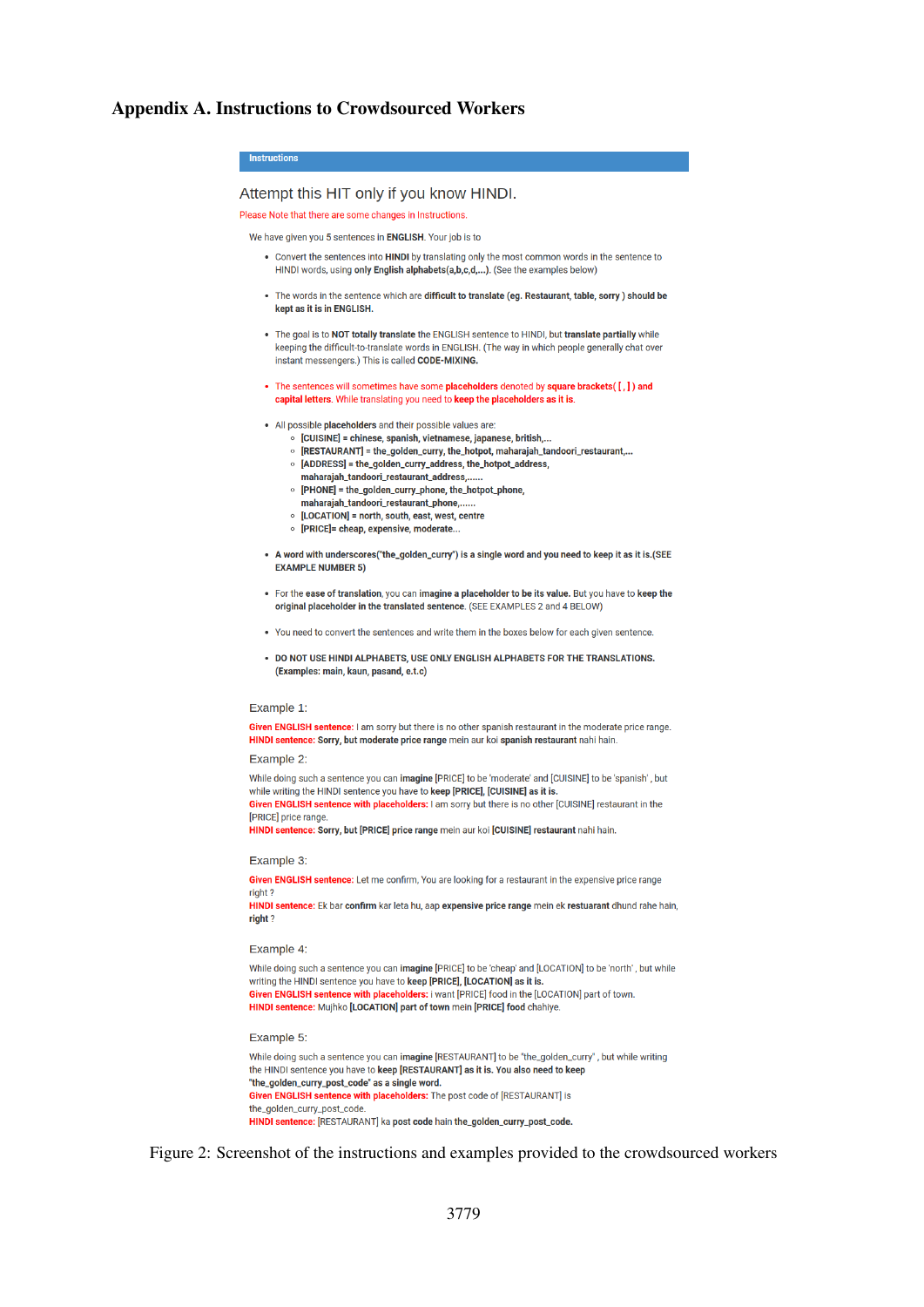# Appendix A. Instructions to Crowdsourced Workers

**Instructions**

Attempt this HIT only if you know HINDI.

Please Note that there are some changes in Instructions.

We have given you 5 sentences in **ENGLISH**. Your job is to

- Convert the sentences into **HINDI** by translating only the most common words in the sentence to HINDI words, using **only English alphabets(a,b,c,d,...)**. (See the examples below)
- The words in the sentence which are **difficult to translate (eg. Restaurant, table, sorry ) should be kept as it is in ENGLISH.**
- The goal is to **NOT totally translate** the ENGLISH sentence to HINDI, but **translate partially** while keeping the difficult-to-translate words in ENGLISH. (The way in which people generally chat over instant messengers.) This is called **CODE-MIXING.**
- The sentences will sometimes have some **placeholders** denoted by **square brackets( [ , ] ) and capital letters**. While translating you need to **keep the placeholders as it is**.
- All possible **placeholders** and their possible values are:
  - **[CUISINE] = chinese, spanish, vietnamese, japanese, british,...**
  - **[RESTAURANT] = the_golden_curry, the_hotpot, maharajah_tandoori_restaurant,...**
  - **[ADDRESS] = the_golden_curry_address, the_hotpot_address, maharajah_tandoori_restaurant_address,......**
  - **[PHONE] = the_golden_curry_phone, the_hotpot_phone, maharajah_tandoori_restaurant_phone,......**
  - **[LOCATION] = north, south, east, west, centre**
  - **[PRICE]= cheap, expensive, moderate...**
- **A word with underscores("the_golden_curry") is a single word and you need to keep it as it is.(SEE EXAMPLE NUMBER 5)**
- For the **ease of translation**, you can **imagine a placeholder to be its value.** But you have to **keep the original placeholder in the translated sentence**. (SEE EXAMPLES 2 and 4 BELOW)
- You need to convert the sentences and write them in the boxes below for each given sentence.
- **DO NOT USE HINDI ALPHABETS, USE ONLY ENGLISH ALPHABETS FOR THE TRANSLATIONS. (Examples: main, kaun, pasand, e.t.c)**

Example 1:

Given ENGLISH sentence: I am sorry but there is no other spanish restaurant in the moderate price range.
HINDI sentence: **Sorry, but moderate price range** mein aur koi **spanish restaurant** nahi hain.

Example 2:

While doing such a sentence you can **imagine** [PRICE] to be 'moderate' and [CUISINE] to be 'spanish' , but while writing the HINDI sentence you have to **keep [PRICE], [CUISINE] as it is.**
Given ENGLISH sentence with placeholders: I am sorry but there is no other [CUISINE] restaurant in the [PRICE] price range.
HINDI sentence: **Sorry, but [PRICE] price range** mein aur koi **[CUISINE] restaurant** nahi hain.

Example 3:

Given ENGLISH sentence: Let me confirm, You are looking for a restaurant in the expensive price range right ?
HINDI sentence: Ek bar **confirm** kar leta hu, aap **expensive price range** mein ek **restuarant** dhund rahe hain, **right** ?

Example 4:

While doing such a sentence you can **imagine** [PRICE] to be 'cheap' and [LOCATION] to be 'north' , but while writing the HINDI sentence you have to **keep [PRICE], [LOCATION] as it is.**
Given ENGLISH sentence with placeholders: i want [PRICE] food in the [LOCATION] part of town.
HINDI sentence: Mujhko **[LOCATION] part of town** mein **[PRICE] food** chahiye.

Example 5:

While doing such a sentence you can **imagine** [RESTAURANT] to be "the_golden_curry" , but while writing the HINDI sentence you have to **keep [RESTAURANT] as it is. You also need to keep "the_golden_curry_post_code" as a single word.**
Given ENGLISH sentence with placeholders: The post code of [RESTAURANT] is the_golden_curry_post_code.
HINDI sentence: [RESTAURANT] ka **post code** hain **the_golden_curry_post_code.**

Figure 2: Screenshot of the instructions and examples provided to the crowdsourced workers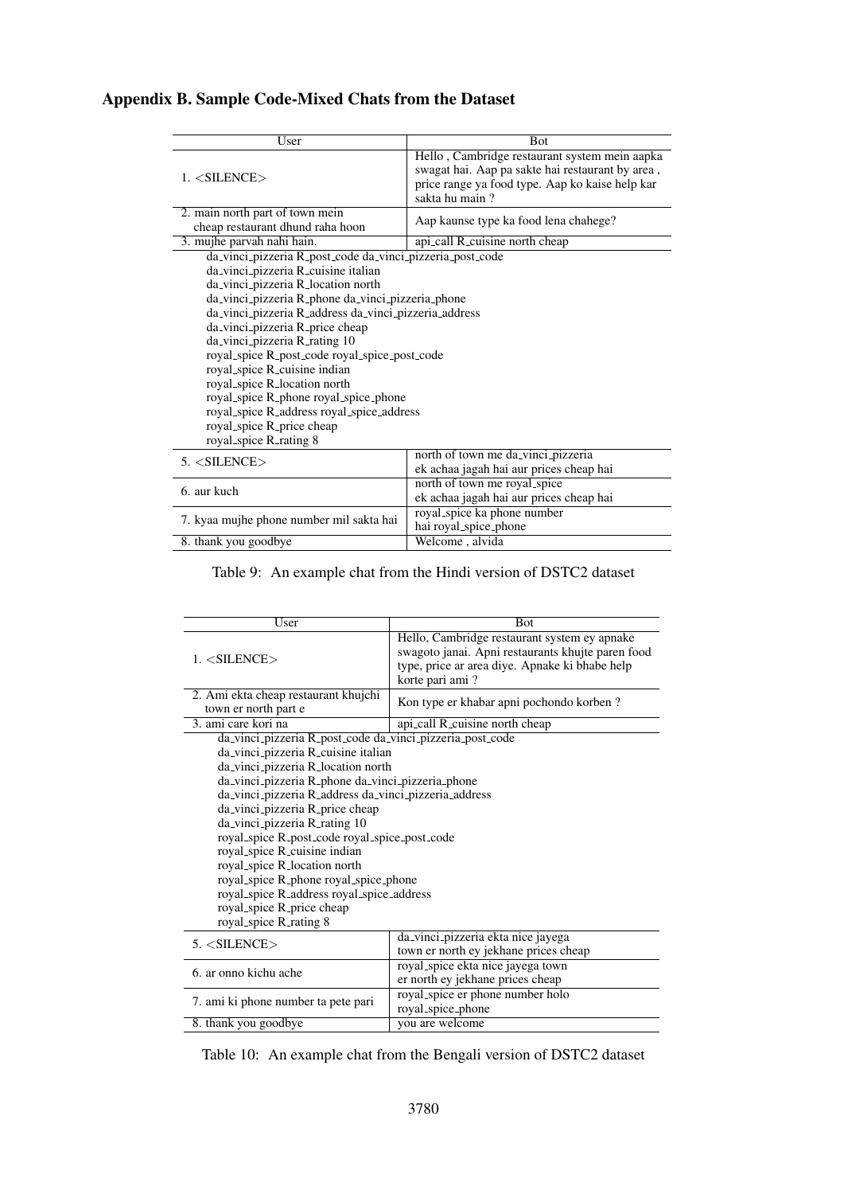## Appendix B. Sample Code-Mixed Chats from the Dataset

| User | Bot |
|---|---|
| 1. <SILENCE> | Hello , Cambridge restaurant system mein aapka swagat hai. Aap pa sakte hai restaurant by area , price range ya food type. Aap ko kaise help kar sakta hu main ? |
| 2. main north part of town mein cheap restaurant dhund raha hoon | Aap kaunse type ka food lena chahege? |
| 3. mujhe parvah nahi hain. | api_call R_cuisine north cheap |
| da_vinci_pizzeria R_post_code da_vinci_pizzeria_post_code<br>da_vinci_pizzeria R_cuisine italian<br>da_vinci_pizzeria R_location north<br>da_vinci_pizzeria R_phone da_vinci_pizzeria_phone<br>da_vinci_pizzeria R_address da_vinci_pizzeria_address<br>da_vinci_pizzeria R_price cheap<br>da_vinci_pizzeria R_rating 10<br>royal_spice R_post_code royal_spice_post_code<br>royal_spice R_cuisine indian<br>royal_spice R_location north<br>royal_spice R_phone royal_spice_phone<br>royal_spice R_address royal_spice_address<br>royal_spice R_price cheap<br>royal_spice R_rating 8 | |
| 5. <SILENCE> | north of town me da_vinci_pizzeria ek achaa jagah hai aur prices cheap hai |
| 6. aur kuch | north of town me royal_spice ek achaa jagah hai aur prices cheap hai |
| 7. kyaa mujhe phone number mil sakta hai | royal_spice ka phone number hai royal_spice_phone |
| 8. thank you goodbye | Welcome , alvida |

Table 9: An example chat from the Hindi version of DSTC2 dataset

| User | Bot |
|---|---|
| 1. <SILENCE> | Hello, Cambridge restaurant system ey apnake swagoto janai. Apni restaurants khujte paren food type, price ar area diye. Apnake ki bhabe help korte pari ami ? |
| 2. Ami ekta cheap restaurant khujchi town er north part e | Kon type er khabar apni pochondo korben ? |
| 3. ami care kori na | api_call R_cuisine north cheap |
| da_vinci_pizzeria R_post_code da_vinci_pizzeria_post_code<br>da_vinci_pizzeria R_cuisine italian<br>da_vinci_pizzeria R_location north<br>da_vinci_pizzeria R_phone da_vinci_pizzeria_phone<br>da_vinci_pizzeria R_address da_vinci_pizzeria_address<br>da_vinci_pizzeria R_price cheap<br>da_vinci_pizzeria R_rating 10<br>royal_spice R_post_code royal_spice_post_code<br>royal_spice R_cuisine indian<br>royal_spice R_location north<br>royal_spice R_phone royal_spice_phone<br>royal_spice R_address royal_spice_address<br>royal_spice R_price cheap<br>royal_spice R_rating 8 | |
| 5. <SILENCE> | da_vinci_pizzeria ekta nice jayega town er north ey jekhane prices cheap |
| 6. ar onno kichu ache | royal_spice ekta nice jayega town er north ey jekhane prices cheap |
| 7. ami ki phone number ta pete pari | royal_spice er phone number holo royal_spice_phone |
| 8. thank you goodbye | you are welcome |

Table 10: An example chat from the Bengali version of DSTC2 dataset